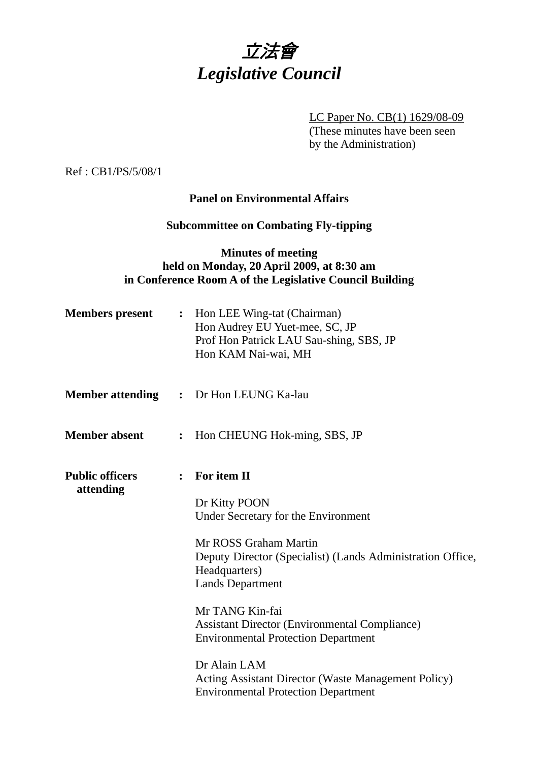# 立法會
# *Legislative Council*

LC Paper No. CB(1) 1629/08-09
(These minutes have been seen by the Administration)

Ref : CB1/PS/5/08/1

**Panel on Environmental Affairs**

**Subcommittee on Combating Fly-tipping**

**Minutes of meeting**
**held on Monday, 20 April 2009, at 8:30 am**
**in Conference Room A of the Legislative Council Building**

**Members present** : Hon LEE Wing-tat (Chairman)
Hon Audrey EU Yuet-mee, SC, JP
Prof Hon Patrick LAU Sau-shing, SBS, JP
Hon KAM Nai-wai, MH

**Member attending** : Dr Hon LEUNG Ka-lau

**Member absent** : Hon CHEUNG Hok-ming, SBS, JP

**Public officers attending** : **For item II**

Dr Kitty POON
Under Secretary for the Environment

Mr ROSS Graham Martin
Deputy Director (Specialist) (Lands Administration Office, Headquarters)
Lands Department

Mr TANG Kin-fai
Assistant Director (Environmental Compliance)
Environmental Protection Department

Dr Alain LAM
Acting Assistant Director (Waste Management Policy)
Environmental Protection Department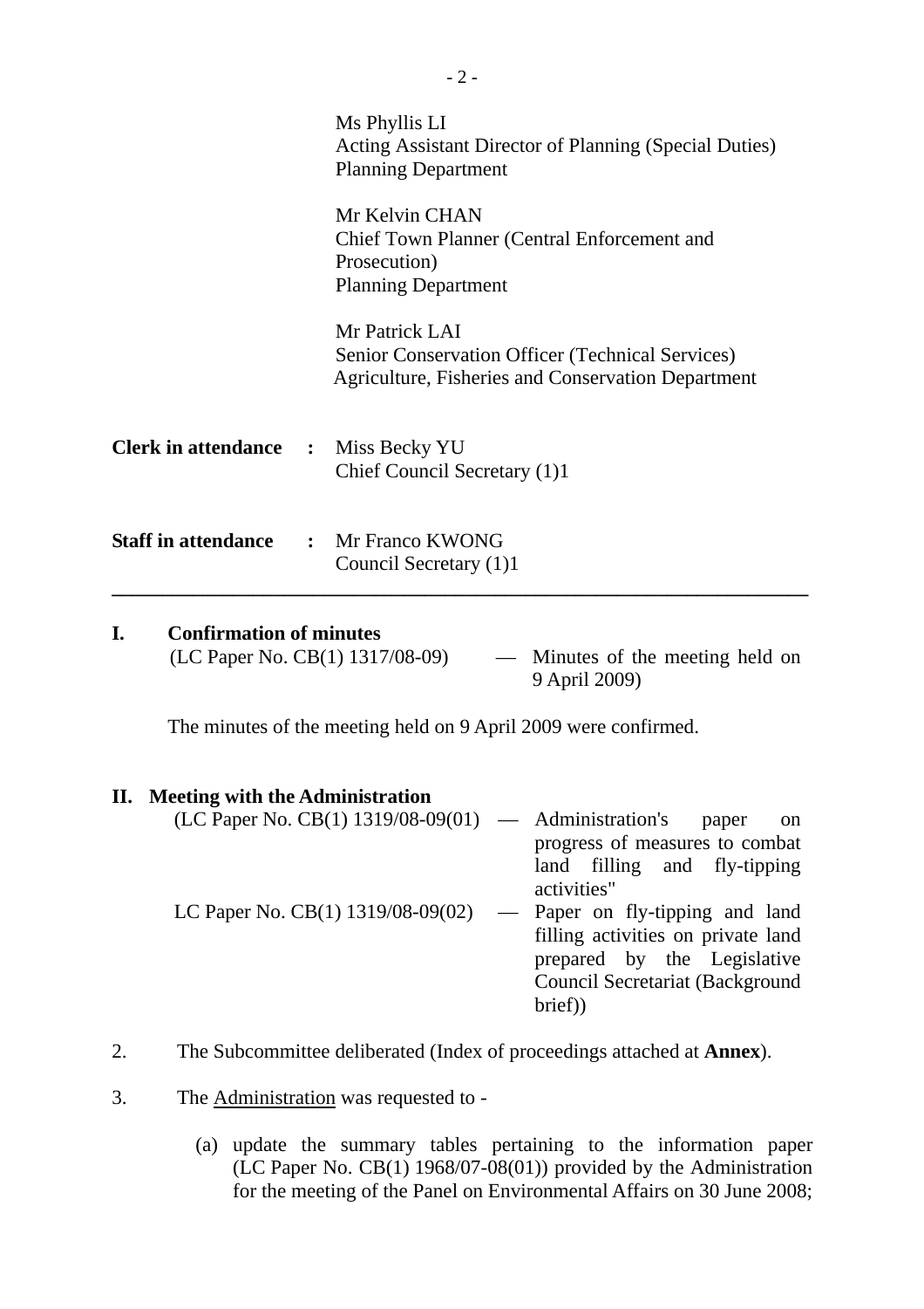Ms Phyllis LI
Acting Assistant Director of Planning (Special Duties)
Planning Department

Mr Kelvin CHAN
Chief Town Planner (Central Enforcement and Prosecution)
Planning Department

Mr Patrick LAI
Senior Conservation Officer (Technical Services)
Agriculture, Fisheries and Conservation Department

**Clerk in attendance :** Miss Becky YU
Chief Council Secretary (1)1

**Staff in attendance :** Mr Franco KWONG
Council Secretary (1)1

---

## I. Confirmation of minutes

(LC Paper No. CB(1) 1317/08-09) — Minutes of the meeting held on 9 April 2009)

The minutes of the meeting held on 9 April 2009 were confirmed.

## II. Meeting with the Administration

(LC Paper No. CB(1) 1319/08-09(01) — Administration's paper on progress of measures to combat land filling and fly-tipping activities"

LC Paper No. CB(1) 1319/08-09(02) — Paper on fly-tipping and land filling activities on private land prepared by the Legislative Council Secretariat (Background brief))

2. The Subcommittee deliberated (Index of proceedings attached at **Annex**).

3. The Administration was requested to -

(a) update the summary tables pertaining to the information paper (LC Paper No. CB(1) 1968/07-08(01)) provided by the Administration for the meeting of the Panel on Environmental Affairs on 30 June 2008;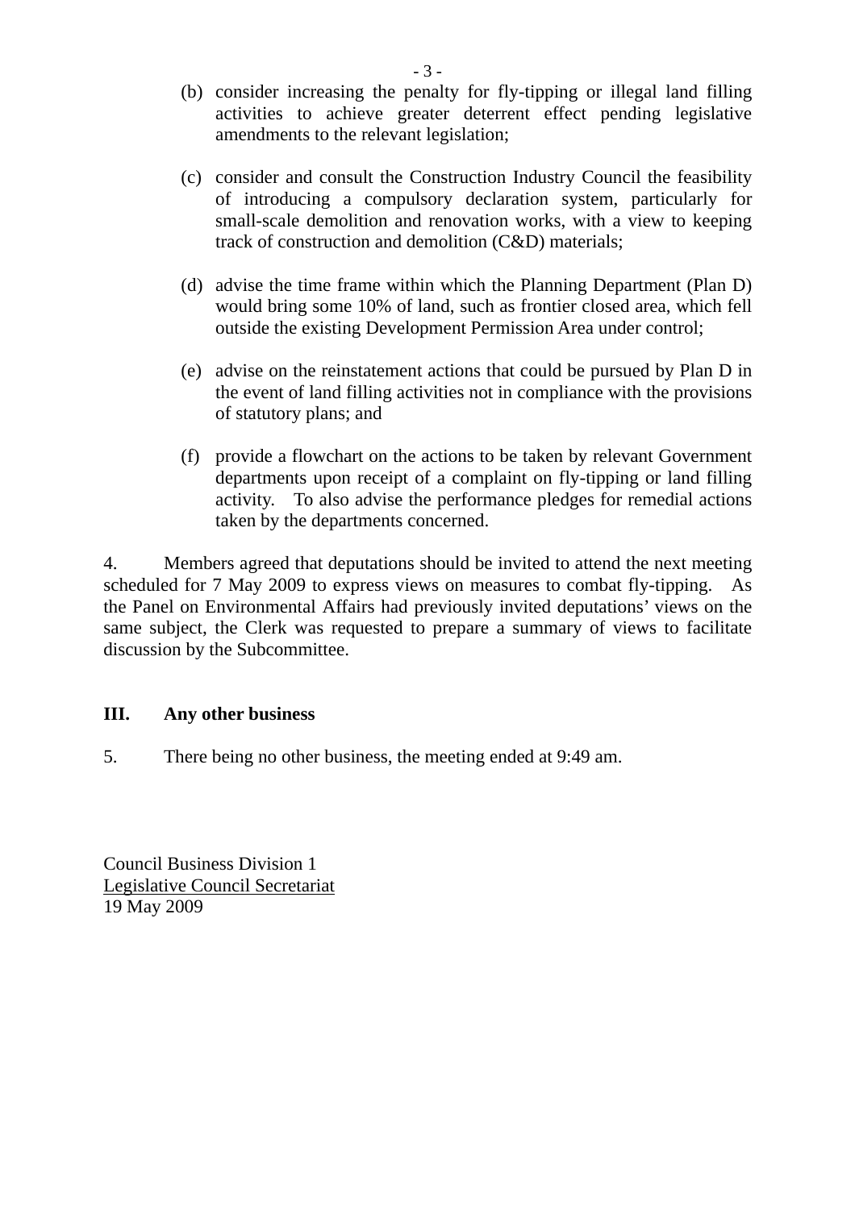(b) consider increasing the penalty for fly-tipping or illegal land filling activities to achieve greater deterrent effect pending legislative amendments to the relevant legislation;

(c) consider and consult the Construction Industry Council the feasibility of introducing a compulsory declaration system, particularly for small-scale demolition and renovation works, with a view to keeping track of construction and demolition (C&D) materials;

(d) advise the time frame within which the Planning Department (Plan D) would bring some 10% of land, such as frontier closed area, which fell outside the existing Development Permission Area under control;

(e) advise on the reinstatement actions that could be pursued by Plan D in the event of land filling activities not in compliance with the provisions of statutory plans; and

(f) provide a flowchart on the actions to be taken by relevant Government departments upon receipt of a complaint on fly-tipping or land filling activity. To also advise the performance pledges for remedial actions taken by the departments concerned.

4. Members agreed that deputations should be invited to attend the next meeting scheduled for 7 May 2009 to express views on measures to combat fly-tipping. As the Panel on Environmental Affairs had previously invited deputations' views on the same subject, the Clerk was requested to prepare a summary of views to facilitate discussion by the Subcommittee.

## III. Any other business

5. There being no other business, the meeting ended at 9:49 am.

Council Business Division 1
Legislative Council Secretariat
19 May 2009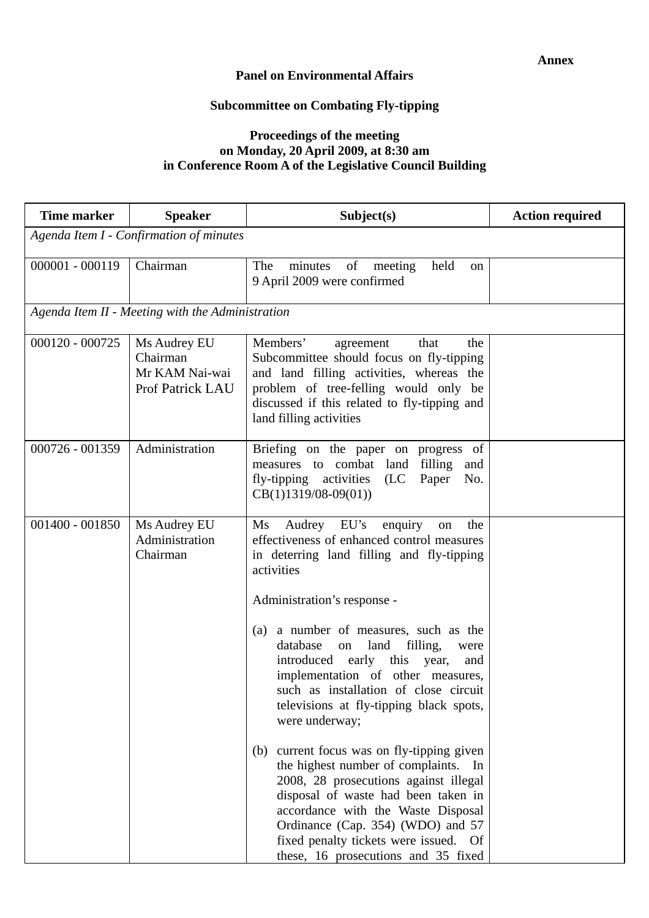**Annex**

**Panel on Environmental Affairs**

**Subcommittee on Combating Fly-tipping**

**Proceedings of the meeting on Monday, 20 April 2009, at 8:30 am in Conference Room A of the Legislative Council Building**

| Time marker | Speaker | Subject(s) | Action required |
|---|---|---|---|
| *Agenda Item I - Confirmation of minutes* | | | |
| 000001 - 000119 | Chairman | The minutes of meeting held on 9 April 2009 were confirmed | |
| *Agenda Item II - Meeting with the Administration* | | | |
| 000120 - 000725 | Ms Audrey EU<br>Chairman<br>Mr KAM Nai-wai<br>Prof Patrick LAU | Members' agreement that the Subcommittee should focus on fly-tipping and land filling activities, whereas the problem of tree-felling would only be discussed if this related to fly-tipping and land filling activities | |
| 000726 - 001359 | Administration | Briefing on the paper on progress of measures to combat land filling and fly-tipping activities (LC Paper No. CB(1)1319/08-09(01)) | |
| 001400 - 001850 | Ms Audrey EU<br>Administration<br>Chairman | Ms Audrey EU's enquiry on the effectiveness of enhanced control measures in deterring land filling and fly-tipping activities<br><br>Administration's response -<br><br>(a) a number of measures, such as the database on land filling, were introduced early this year, and implementation of other measures, such as installation of close circuit televisions at fly-tipping black spots, were underway;<br><br>(b) current focus was on fly-tipping given the highest number of complaints. In 2008, 28 prosecutions against illegal disposal of waste had been taken in accordance with the Waste Disposal Ordinance (Cap. 354) (WDO) and 57 fixed penalty tickets were issued. Of these, 16 prosecutions and 35 fixed | |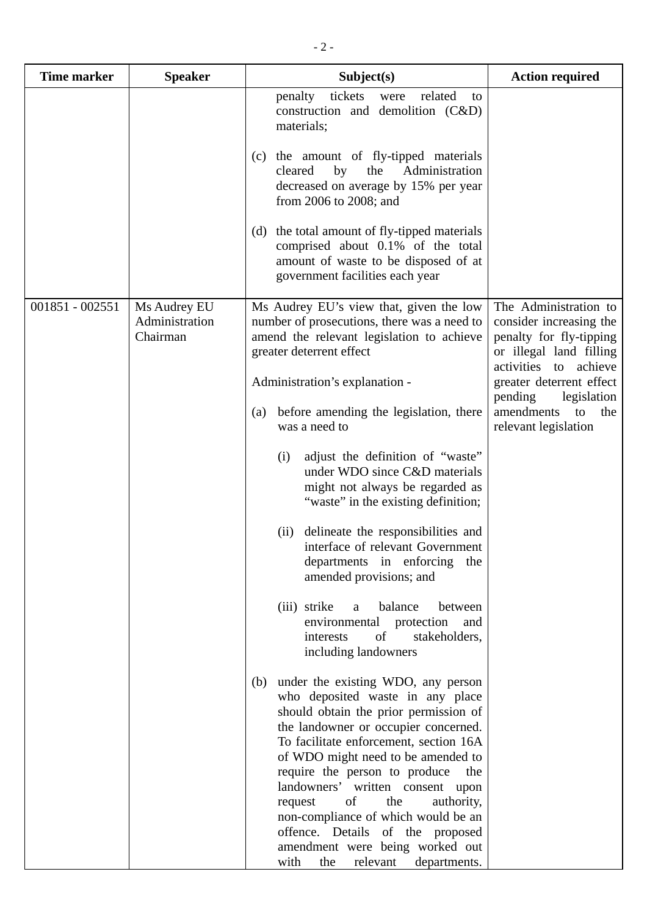| Time marker | Speaker | Subject(s) | Action required |
|---|---|---|---|
| | | penalty tickets were related to construction and demolition (C&D) materials;<br><br>(c) the amount of fly-tipped materials cleared by the Administration decreased on average by 15% per year from 2006 to 2008; and<br><br>(d) the total amount of fly-tipped materials comprised about 0.1% of the total amount of waste to be disposed of at government facilities each year | |
| 001851 - 002551 | Ms Audrey EU<br>Administration<br>Chairman | Ms Audrey EU's view that, given the low number of prosecutions, there was a need to amend the relevant legislation to achieve greater deterrent effect<br><br>Administration's explanation -<br><br>(a) before amending the legislation, there was a need to<br><br>(i) adjust the definition of "waste" under WDO since C&D materials might not always be regarded as "waste" in the existing definition;<br><br>(ii) delineate the responsibilities and interface of relevant Government departments in enforcing the amended provisions; and<br><br>(iii) strike a balance between environmental protection and interests of stakeholders, including landowners<br><br>(b) under the existing WDO, any person who deposited waste in any place should obtain the prior permission of the landowner or occupier concerned. To facilitate enforcement, section 16A of WDO might need to be amended to require the person to produce the landowners' written consent upon request of the authority, non-compliance of which would be an offence. Details of the proposed amendment were being worked out with the relevant departments. | The Administration to consider increasing the penalty for fly-tipping or illegal land filling activities to achieve greater deterrent effect pending legislation amendments to the relevant legislation |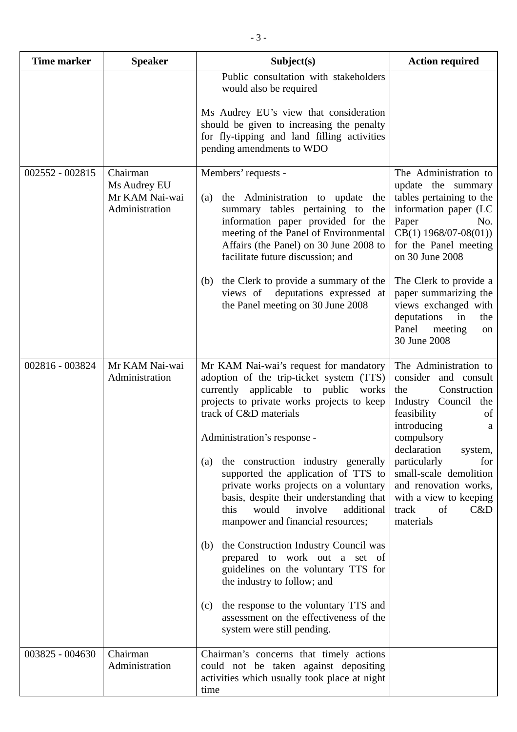| Time marker | Speaker | Subject(s) | Action required |
|---|---|---|---|
| | | Public consultation with stakeholders would also be required<br><br>Ms Audrey EU's view that consideration should be given to increasing the penalty for fly-tipping and land filling activities pending amendments to WDO | |
| 002552 - 002815 | Chairman<br>Ms Audrey EU<br>Mr KAM Nai-wai<br>Administration | Members' requests -<br><br>(a) the Administration to update the summary tables pertaining to the information paper provided for the meeting of the Panel of Environmental Affairs (the Panel) on 30 June 2008 to facilitate future discussion; and<br><br>(b) the Clerk to provide a summary of the views of deputations expressed at the Panel meeting on 30 June 2008 | The Administration to update the summary tables pertaining to the information paper (LC Paper No. CB(1) 1968/07-08(01)) for the Panel meeting on 30 June 2008<br><br>The Clerk to provide a paper summarizing the views exchanged with deputations in the Panel meeting on 30 June 2008 |
| 002816 - 003824 | Mr KAM Nai-wai<br>Administration | Mr KAM Nai-wai's request for mandatory adoption of the trip-ticket system (TTS) currently applicable to public works projects to private works projects to keep track of C&D materials<br><br>Administration's response -<br><br>(a) the construction industry generally supported the application of TTS to private works projects on a voluntary basis, despite their understanding that this would involve additional manpower and financial resources;<br><br>(b) the Construction Industry Council was prepared to work out a set of guidelines on the voluntary TTS for the industry to follow; and<br><br>(c) the response to the voluntary TTS and assessment on the effectiveness of the system were still pending. | The Administration to consider and consult the Construction Industry Council the feasibility of introducing a compulsory declaration system, particularly for small-scale demolition and renovation works, with a view to keeping track of C&D materials |
| 003825 - 004630 | Chairman<br>Administration | Chairman's concerns that timely actions could not be taken against depositing activities which usually took place at night time | |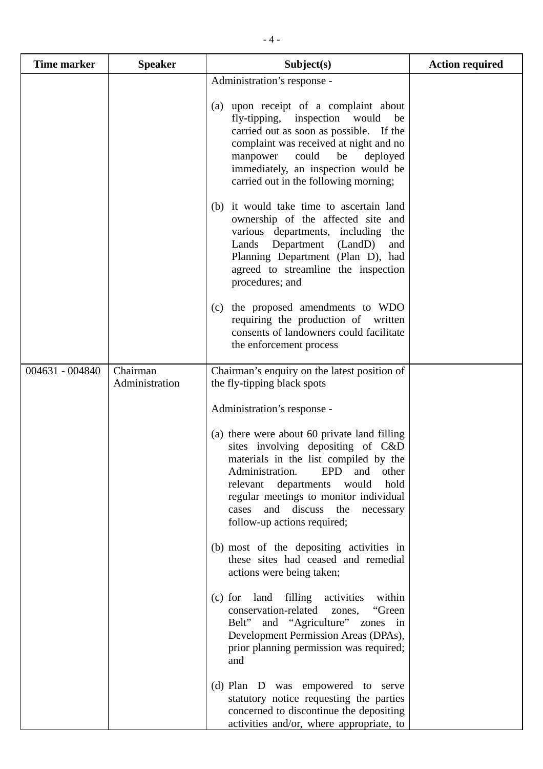| Time marker | Speaker | Subject(s) | Action required |
|---|---|---|---|
| | | Administration's response -<br><br>(a) upon receipt of a complaint about fly-tipping, inspection would be carried out as soon as possible. If the complaint was received at night and no manpower could be deployed immediately, an inspection would be carried out in the following morning;<br><br>(b) it would take time to ascertain land ownership of the affected site and various departments, including the Lands Department (LandD) and Planning Department (Plan D), had agreed to streamline the inspection procedures; and<br><br>(c) the proposed amendments to WDO requiring the production of written consents of landowners could facilitate the enforcement process | |
| 004631 - 004840 | Chairman<br>Administration | Chairman's enquiry on the latest position of the fly-tipping black spots<br><br>Administration's response -<br><br>(a) there were about 60 private land filling sites involving depositing of C&D materials in the list compiled by the Administration. EPD and other relevant departments would hold regular meetings to monitor individual cases and discuss the necessary follow-up actions required;<br><br>(b) most of the depositing activities in these sites had ceased and remedial actions were being taken;<br><br>(c) for land filling activities within conservation-related zones, "Green Belt" and "Agriculture" zones in Development Permission Areas (DPAs), prior planning permission was required; and<br><br>(d) Plan D was empowered to serve statutory notice requesting the parties concerned to discontinue the depositing activities and/or, where appropriate, to | |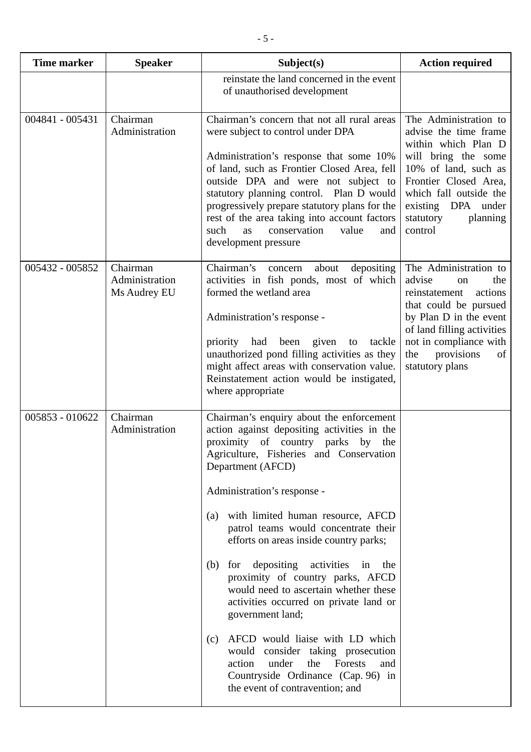| Time marker | Speaker | Subject(s) | Action required |
|---|---|---|---|
| | | reinstate the land concerned in the event of unauthorised development | |
| 004841 - 005431 | Chairman<br>Administration | Chairman's concern that not all rural areas were subject to control under DPA<br><br>Administration's response that some 10% of land, such as Frontier Closed Area, fell outside DPA and were not subject to statutory planning control. Plan D would progressively prepare statutory plans for the rest of the area taking into account factors such as conservation value and development pressure | The Administration to advise the time frame within which Plan D will bring the some 10% of land, such as Frontier Closed Area, which fall outside the existing DPA under statutory planning control |
| 005432 - 005852 | Chairman<br>Administration<br>Ms Audrey EU | Chairman's concern about depositing activities in fish ponds, most of which formed the wetland area<br><br>Administration's response -<br><br>priority had been given to tackle unauthorized pond filling activities as they might affect areas with conservation value. Reinstatement action would be instigated, where appropriate | The Administration to advise on the reinstatement actions that could be pursued by Plan D in the event of land filling activities not in compliance with the provisions of statutory plans |
| 005853 - 010622 | Chairman<br>Administration | Chairman's enquiry about the enforcement action against depositing activities in the proximity of country parks by the Agriculture, Fisheries and Conservation Department (AFCD)<br><br>Administration's response -<br><br>(a) with limited human resource, AFCD patrol teams would concentrate their efforts on areas inside country parks;<br><br>(b) for depositing activities in the proximity of country parks, AFCD would need to ascertain whether these activities occurred on private land or government land;<br><br>(c) AFCD would liaise with LD which would consider taking prosecution action under the Forests and Countryside Ordinance (Cap. 96) in the event of contravention; and | |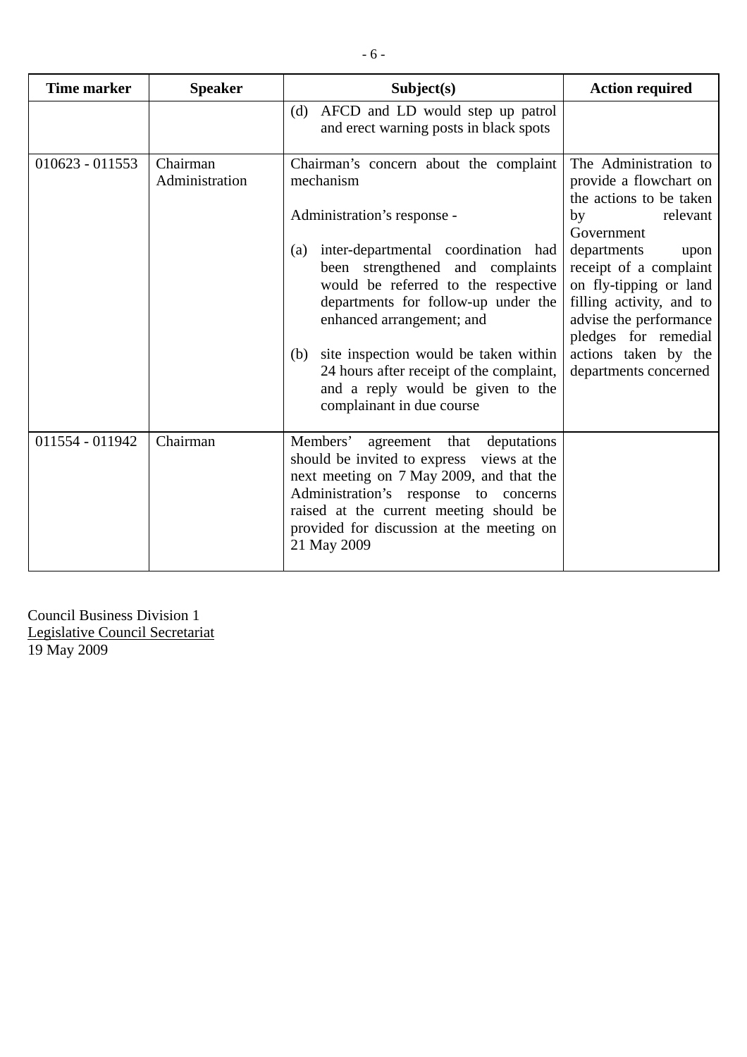| Time marker | Speaker | Subject(s) | Action required |
|---|---|---|---|
| | | (d) AFCD and LD would step up patrol and erect warning posts in black spots | |
| 010623 - 011553 | Chairman<br>Administration | Chairman's concern about the complaint mechanism<br><br>Administration's response -<br><br>(a) inter-departmental coordination had been strengthened and complaints would be referred to the respective departments for follow-up under the enhanced arrangement; and<br><br>(b) site inspection would be taken within 24 hours after receipt of the complaint, and a reply would be given to the complainant in due course | The Administration to provide a flowchart on the actions to be taken by relevant Government departments upon receipt of a complaint on fly-tipping or land filling activity, and to advise the performance pledges for remedial actions taken by the departments concerned |
| 011554 - 011942 | Chairman | Members' agreement that deputations should be invited to express views at the next meeting on 7 May 2009, and that the Administration's response to concerns raised at the current meeting should be provided for discussion at the meeting on 21 May 2009 | |

Council Business Division 1
Legislative Council Secretariat
19 May 2009